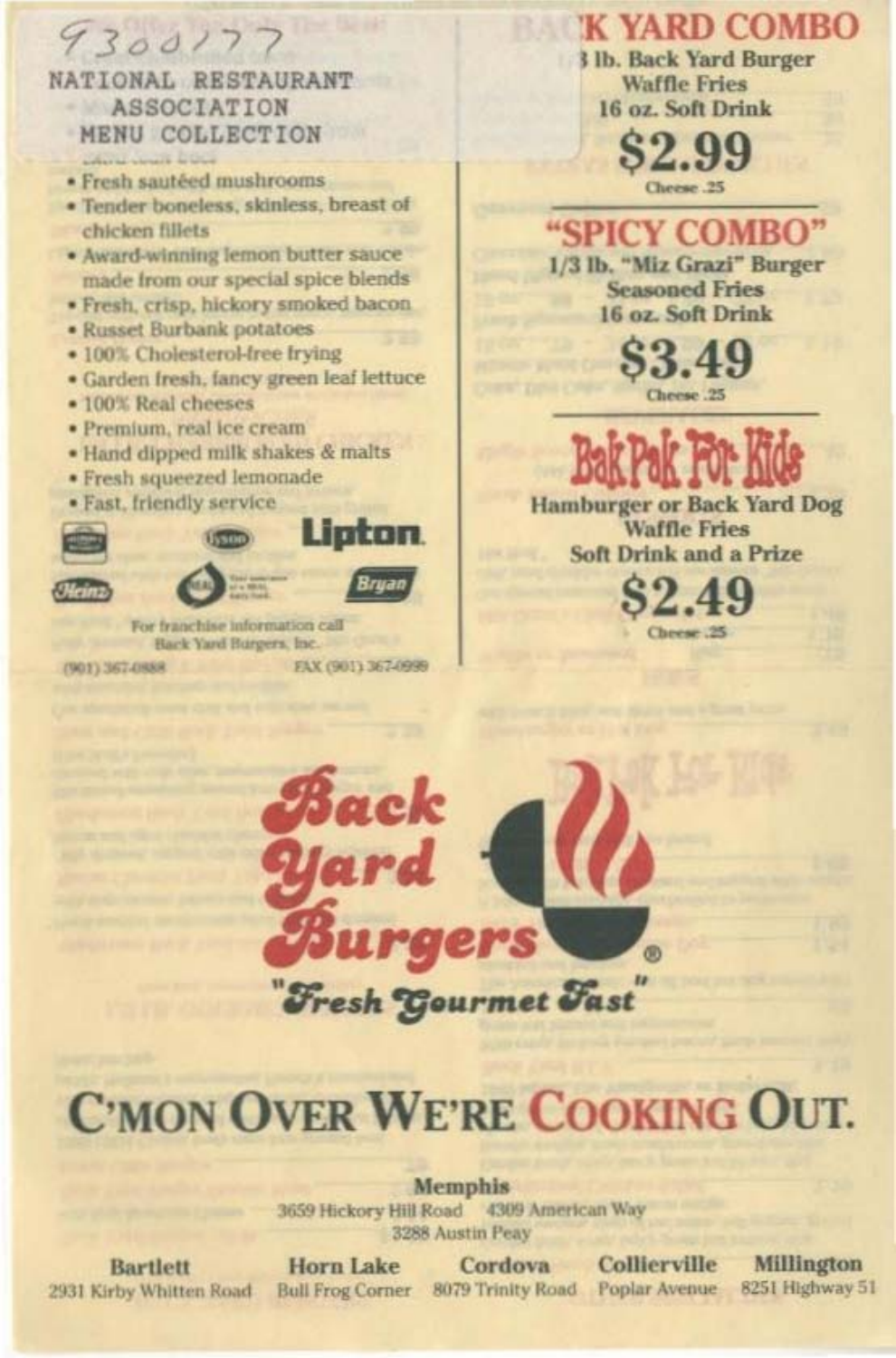9300177
NATIONAL RESTAURANT ASSOCIATION MENU COLLECTION

- Fresh sautéed mushrooms
- Tender boneless, skinless, breast of chicken fillets
- Award-winning lemon butter sauce made from our special spice blends
- Fresh, crisp, hickory smoked bacon
- Russet Burbank potatoes
- 100% Cholesterol-free frying
- Garden fresh, fancy green leaf lettuce
- 100% Real cheeses
- Premium, real ice cream
- Hand dipped milk shakes & malts
- Fresh squeezed lemonade
- Fast, friendly service

Lipton
Heinz
Bryan

For franchise information call
Back Yard Burgers, Inc.
(901) 367-0888 FAX (901) 367-0999

## BACK YARD COMBO

1/3 lb. Back Yard Burger
Waffle Fries
16 oz. Soft Drink

**$2.99**
Cheese .25

## "SPICY COMBO"

1/3 lb. "Miz Grazi" Burger
Seasoned Fries
16 oz. Soft Drink

**$3.49**
Cheese .25

## BakPak For Kids

Hamburger or Back Yard Dog
Waffle Fries
Soft Drink and a Prize

**$2.49**
Cheese .25

# Back Yard Burgers®

"Fresh Gourmet Fast"

# C'MON OVER WE'RE COOKING OUT.

**Memphis**
3659 Hickory Hill Road 4309 American Way
3288 Austin Peay

**Bartlett**
2931 Kirby Whitten Road

**Horn Lake**
Bull Frog Corner

**Cordova**
8079 Trinity Road

**Collierville**
Poplar Avenue

**Millington**
8251 Highway 51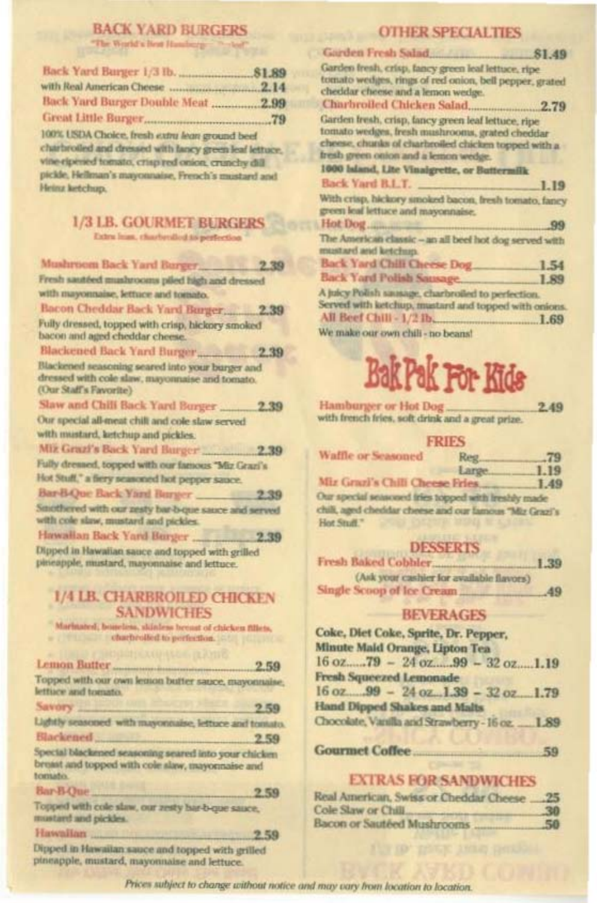## BACK YARD BURGERS

"The World's Best Hamburger... Perked"

Back Yard Burger 1/3 lb. ........................ $1.89
with Real American Cheese ........................ 2.14
Back Yard Burger Double Meat ........................ 2.99
Great Little Burger ........................ .79

100% USDA Choice, fresh extra lean ground beef charbroiled and dressed with fancy green leaf lettuce, vine-ripened tomato, crisp red onion, crunchy dill pickle, Hellman's mayonnaise, French's mustard and Heinz ketchup.

## 1/3 LB. GOURMET BURGERS

Extra lean, charbroiled to perfection

Mushroom Back Yard Burger ........................ 2.39
Fresh sautéed mushrooms piled high and dressed with mayonnaise, lettuce and tomato.

Bacon Cheddar Back Yard Burger ........................ 2.39
Fully dressed, topped with crisp, hickory smoked bacon and aged cheddar cheese.

Blackened Back Yard Burger ........................ 2.39
Blackened seasoning seared into your burger and dressed with cole slaw, mayonnaise and tomato. (Our Staff's Favorite)

Slaw and Chili Back Yard Burger ........................ 2.39
Our special all-meat chili and cole slaw served with mustard, ketchup and pickles.

Miz Grazi's Back Yard Burger ........................ 2.39
Fully dressed, topped with our famous "Miz Grazi's Hot Stuff," a fiery seasoned hot pepper sauce.

Bar-B-Que Back Yard Burger ........................ 2.39
Smothered with our zesty bar-b-que sauce and served with cole slaw, mustard and pickles.

Hawaiian Back Yard Burger ........................ 2.39
Dipped in Hawaiian sauce and topped with grilled pineapple, mustard, mayonnaise and lettuce.

## 1/4 LB. CHARBROILED CHICKEN SANDWICHES

Marinated, boneless, skinless breast of chicken fillets, charbroiled to perfection.

Lemon Butter ........................ 2.59
Topped with our own lemon butter sauce, mayonnaise, lettuce and tomato.

Savory ........................ 2.59
Lightly seasoned with mayonnaise, lettuce and tomato.

Blackened ........................ 2.59
Special blackened seasoning seared into your chicken breast and topped with cole slaw, mayonnaise and tomato.

Bar-B-Que ........................ 2.59
Topped with cole slaw, our zesty bar-b-que sauce, mustard and pickles.

Hawaiian ........................ 2.59
Dipped in Hawaiian sauce and topped with grilled pineapple, mustard, mayonnaise and lettuce.

## OTHER SPECIALTIES

Garden Fresh Salad ........................ $1.49
Garden fresh, crisp, fancy green leaf lettuce, ripe tomato wedges, rings of red onion, bell pepper, grated cheddar cheese and a lemon wedge.

Charbroiled Chicken Salad ........................ 2.79
Garden fresh, crisp, fancy green leaf lettuce, ripe tomato wedges, fresh mushrooms, grated cheddar cheese, chunks of charbroiled chicken topped with a fresh green onion and a lemon wedge.
**1000 Island, Lite Vinaigrette, or Buttermilk**

Back Yard B.L.T. ........................ 1.19
With crisp, hickory smoked bacon, fresh tomato, fancy green leaf lettuce and mayonnaise.

Hot Dog ........................ .99
The American classic – an all beef hot dog served with mustard and ketchup.

Back Yard Chili Cheese Dog ........................ 1.54

Back Yard Polish Sausage ........................ 1.89
A juicy Polish sausage, charbroiled to perfection. Served with ketchup, mustard and topped with onions.

All Beef Chili - 1/2 lb. ........................ 1.69
We make our own chili - no beans!

## BakPak For Kids

Hamburger or Hot Dog ........................ 2.49
with french fries, soft drink and a great prize.

## FRIES

Waffle or Seasoned — Reg. ........................ .79
Large ........................ 1.19

Miz Grazi's Chili Cheese Fries ........................ 1.49
Our special seasoned fries topped with freshly made chili, aged cheddar cheese and our famous "Miz Grazi's Hot Stuff."

## DESSERTS

Fresh Baked Cobbler ........................ 1.39
(Ask your cashier for available flavors)

Single Scoop of Ice Cream ........................ .49

## BEVERAGES

**Coke, Diet Coke, Sprite, Dr. Pepper, Minute Maid Orange, Lipton Tea**
16 oz.....79 – 24 oz.....99 – 32 oz.....1.19

**Fresh Squeezed Lemonade**
16 oz.....99 – 24 oz...1.39 – 32 oz.....1.79

**Hand Dipped Shakes and Malts**
Chocolate, Vanilla and Strawberry - 16 oz. ........ 1.89

**Gourmet Coffee** ........................ .59

## EXTRAS FOR SANDWICHES

Real American, Swiss or Cheddar Cheese ........ .25
Cole Slaw or Chili ........................ .30
Bacon or Sautéed Mushrooms ........................ .50

*Prices subject to change without notice and may vary from location to location.*